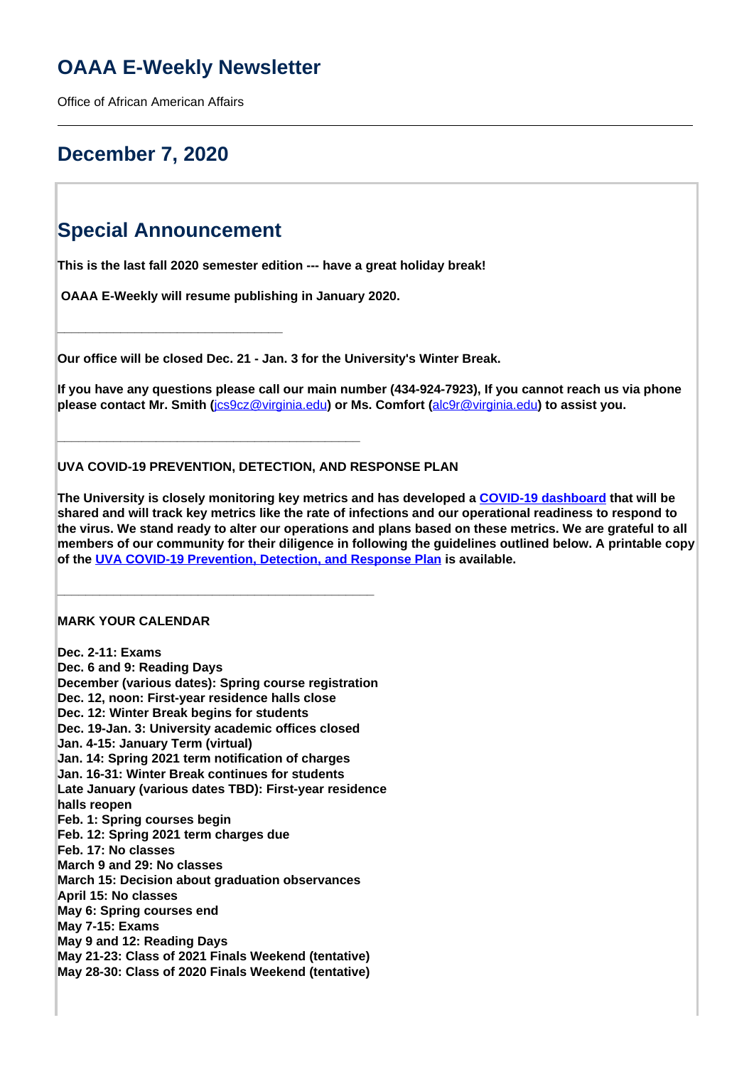# OAAA E-Weekly Newsletter

Office of African American Affairs

---

## December 7, 2020

## Special Announcement

**This is the last fall 2020 semester edition --- have a great holiday break!**

**OAAA E-Weekly will resume publishing in January 2020.**

**______________________________**

**Our office will be closed Dec. 21 - Jan. 3 for the University's Winter Break.**

**If you have any questions please call our main number (434-924-7923), If you cannot reach us via phone please contact Mr. Smith (jcs9cz@virginia.edu) or Ms. Comfort (alc9r@virginia.edu) to assist you.**

**________________________________________**

**UVA COVID-19 PREVENTION, DETECTION, AND RESPONSE PLAN**

**The University is closely monitoring key metrics and has developed a [COVID-19 dashboard](#) that will be shared and will track key metrics like the rate of infections and our operational readiness to respond to the virus. We stand ready to alter our operations and plans based on these metrics. We are grateful to all members of our community for their diligence in following the guidelines outlined below. A printable copy of the [UVA COVID-19 Prevention, Detection, and Response Plan](#) is available.**

**__________________________________________**

**MARK YOUR CALENDAR**

**Dec. 2-11: Exams**
**Dec. 6 and 9: Reading Days**
**December (various dates): Spring course registration**
**Dec. 12, noon: First-year residence halls close**
**Dec. 12: Winter Break begins for students**
**Dec. 19-Jan. 3: University academic offices closed**
**Jan. 4-15: January Term (virtual)**
**Jan. 14: Spring 2021 term notification of charges**
**Jan. 16-31: Winter Break continues for students**
**Late January (various dates TBD): First-year residence halls reopen**
**Feb. 1: Spring courses begin**
**Feb. 12: Spring 2021 term charges due**
**Feb. 17: No classes**
**March 9 and 29: No classes**
**March 15: Decision about graduation observances**
**April 15: No classes**
**May 6: Spring courses end**
**May 7-15: Exams**
**May 9 and 12: Reading Days**
**May 21-23: Class of 2021 Finals Weekend (tentative)**
**May 28-30: Class of 2020 Finals Weekend (tentative)**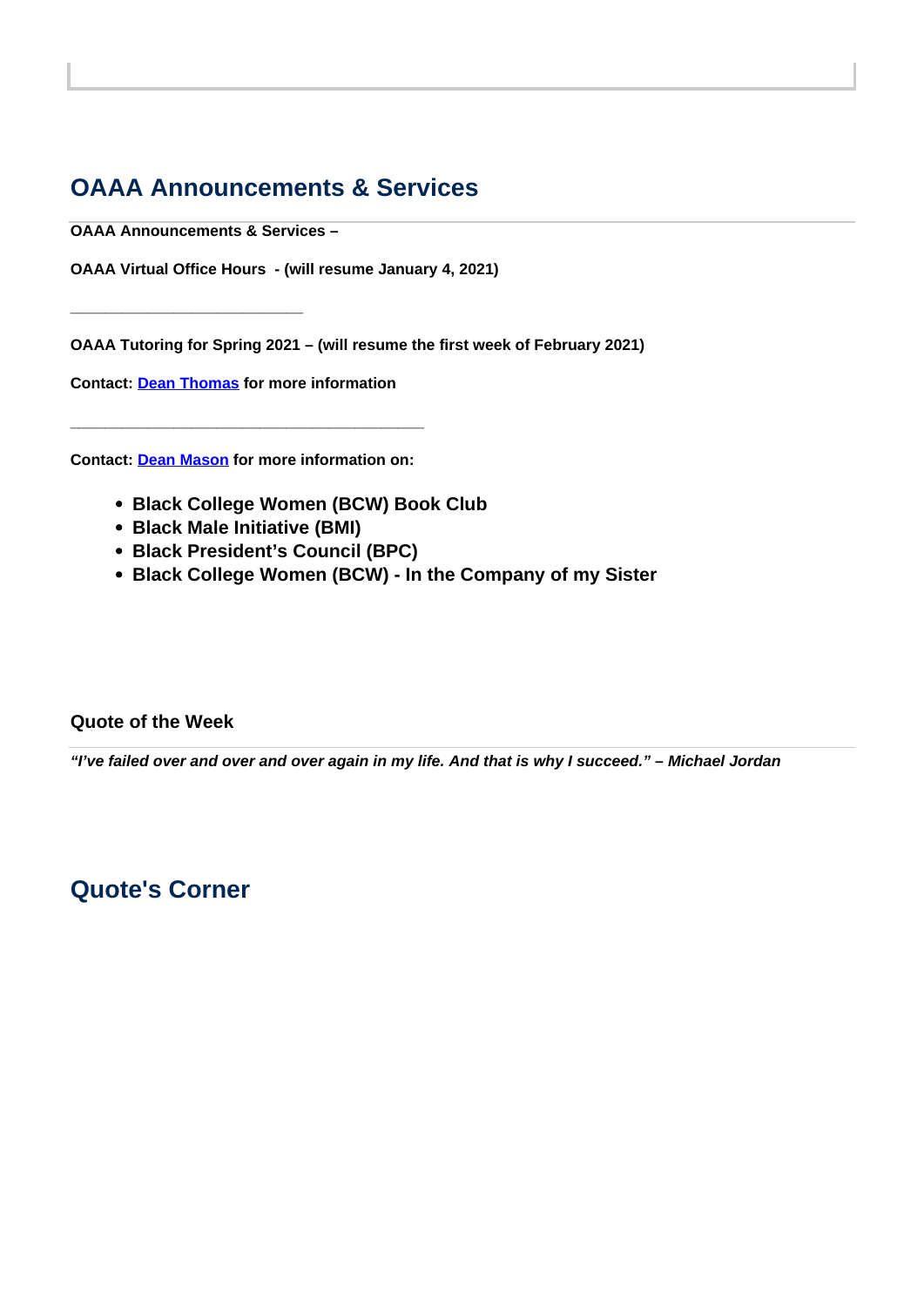## OAAA Announcements & Services

**OAAA Announcements & Services –**

**OAAA Virtual Office Hours - (will resume January 4, 2021)**

**___________________________**

**OAAA Tutoring for Spring 2021 – (will resume the first week of February 2021)**

**Contact: Dean Thomas for more information**

**_________________________________________**

**Contact: Dean Mason for more information on:**

- **Black College Women (BCW) Book Club**
- **Black Male Initiative (BMI)**
- **Black President's Council (BPC)**
- **Black College Women (BCW) - In the Company of my Sister**

### Quote of the Week

***"I've failed over and over and over again in my life. And that is why I succeed." – Michael Jordan***

## Quote's Corner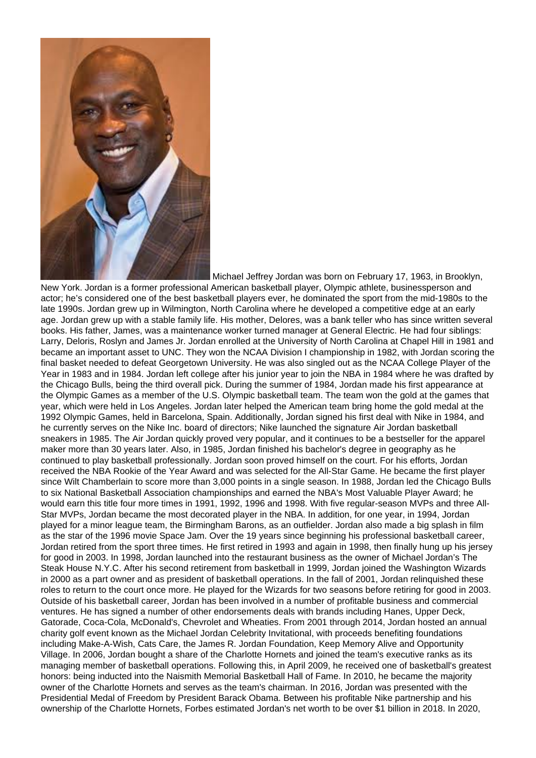Michael Jeffrey Jordan was born on February 17, 1963, in Brooklyn, New York. Jordan is a former professional American basketball player, Olympic athlete, businessperson and actor; he's considered one of the best basketball players ever, he dominated the sport from the mid-1980s to the late 1990s. Jordan grew up in Wilmington, North Carolina where he developed a competitive edge at an early age. Jordan grew up with a stable family life. His mother, Delores, was a bank teller who has since written several books. His father, James, was a maintenance worker turned manager at General Electric. He had four siblings: Larry, Deloris, Roslyn and James Jr. Jordan enrolled at the University of North Carolina at Chapel Hill in 1981 and became an important asset to UNC. They won the NCAA Division I championship in 1982, with Jordan scoring the final basket needed to defeat Georgetown University. He was also singled out as the NCAA College Player of the Year in 1983 and in 1984. Jordan left college after his junior year to join the NBA in 1984 where he was drafted by the Chicago Bulls, being the third overall pick. During the summer of 1984, Jordan made his first appearance at the Olympic Games as a member of the U.S. Olympic basketball team. The team won the gold at the games that year, which were held in Los Angeles. Jordan later helped the American team bring home the gold medal at the 1992 Olympic Games, held in Barcelona, Spain. Additionally, Jordan signed his first deal with Nike in 1984, and he currently serves on the Nike Inc. board of directors; Nike launched the signature Air Jordan basketball sneakers in 1985. The Air Jordan quickly proved very popular, and it continues to be a bestseller for the apparel maker more than 30 years later. Also, in 1985, Jordan finished his bachelor's degree in geography as he continued to play basketball professionally. Jordan soon proved himself on the court. For his efforts, Jordan received the NBA Rookie of the Year Award and was selected for the All-Star Game. He became the first player since Wilt Chamberlain to score more than 3,000 points in a single season. In 1988, Jordan led the Chicago Bulls to six National Basketball Association championships and earned the NBA's Most Valuable Player Award; he would earn this title four more times in 1991, 1992, 1996 and 1998. With five regular-season MVPs and three All-Star MVPs, Jordan became the most decorated player in the NBA. In addition, for one year, in 1994, Jordan played for a minor league team, the Birmingham Barons, as an outfielder. Jordan also made a big splash in film as the star of the 1996 movie Space Jam. Over the 19 years since beginning his professional basketball career, Jordan retired from the sport three times. He first retired in 1993 and again in 1998, then finally hung up his jersey for good in 2003. In 1998, Jordan launched into the restaurant business as the owner of Michael Jordan's The Steak House N.Y.C. After his second retirement from basketball in 1999, Jordan joined the Washington Wizards in 2000 as a part owner and as president of basketball operations. In the fall of 2001, Jordan relinquished these roles to return to the court once more. He played for the Wizards for two seasons before retiring for good in 2003. Outside of his basketball career, Jordan has been involved in a number of profitable business and commercial ventures. He has signed a number of other endorsements deals with brands including Hanes, Upper Deck, Gatorade, Coca-Cola, McDonald's, Chevrolet and Wheaties. From 2001 through 2014, Jordan hosted an annual charity golf event known as the Michael Jordan Celebrity Invitational, with proceeds benefiting foundations including Make-A-Wish, Cats Care, the James R. Jordan Foundation, Keep Memory Alive and Opportunity Village. In 2006, Jordan bought a share of the Charlotte Hornets and joined the team's executive ranks as its managing member of basketball operations. Following this, in April 2009, he received one of basketball's greatest honors: being inducted into the Naismith Memorial Basketball Hall of Fame. In 2010, he became the majority owner of the Charlotte Hornets and serves as the team's chairman. In 2016, Jordan was presented with the Presidential Medal of Freedom by President Barack Obama. Between his profitable Nike partnership and his ownership of the Charlotte Hornets, Forbes estimated Jordan's net worth to be over $1 billion in 2018. In 2020,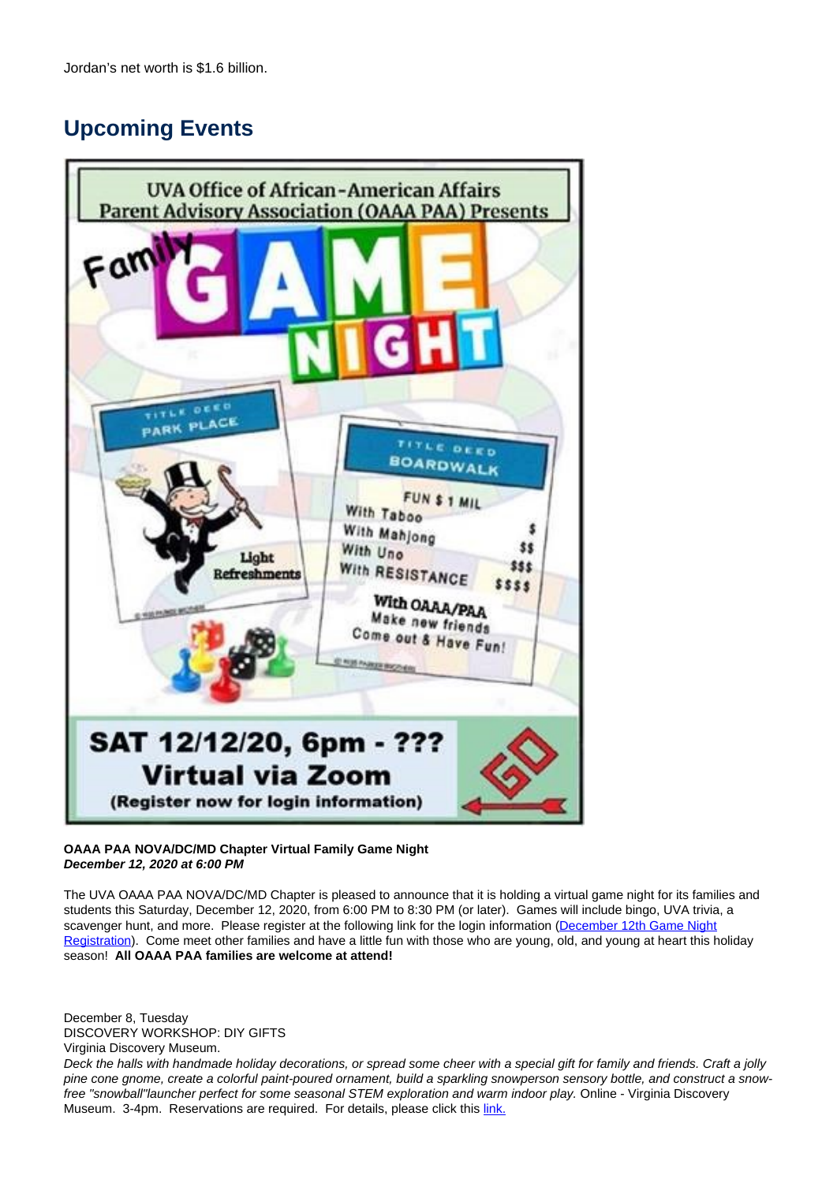Jordan's net worth is $1.6 billion.

## Upcoming Events

UVA Office of African-American Affairs Parent Advisory Association (OAAA PAA) Presents

Family GAME NIGHT

TITLE DEED PARK PLACE

Light Refreshments

TITLE DEED BOARDWALK

FUN $ 1 MIL
With Taboo $
With Mahjong $$
With Uno $$$
With RESISTANCE $$$$

With OAAA/PAA
Make new friends
Come out & Have Fun!

SAT 12/12/20, 6pm - ???
Virtual via Zoom
(Register now for login information)

GO

**OAAA PAA NOVA/DC/MD Chapter Virtual Family Game Night**
***December 12, 2020 at 6:00 PM***

The UVA OAAA PAA NOVA/DC/MD Chapter is pleased to announce that it is holding a virtual game night for its families and students this Saturday, December 12, 2020, from 6:00 PM to 8:30 PM (or later). Games will include bingo, UVA trivia, a scavenger hunt, and more. Please register at the following link for the login information (December 12th Game Night Registration). Come meet other families and have a little fun with those who are young, old, and young at heart this holiday season! **All OAAA PAA families are welcome at attend!**

December 8, Tuesday
DISCOVERY WORKSHOP: DIY GIFTS
Virginia Discovery Museum.
*Deck the halls with handmade holiday decorations, or spread some cheer with a special gift for family and friends. Craft a jolly pine cone gnome, create a colorful paint-poured ornament, build a sparkling snowperson sensory bottle, and construct a snow-free "snowball"launcher perfect for some seasonal STEM exploration and warm indoor play.* Online - Virginia Discovery Museum. 3-4pm. Reservations are required. For details, please click this link.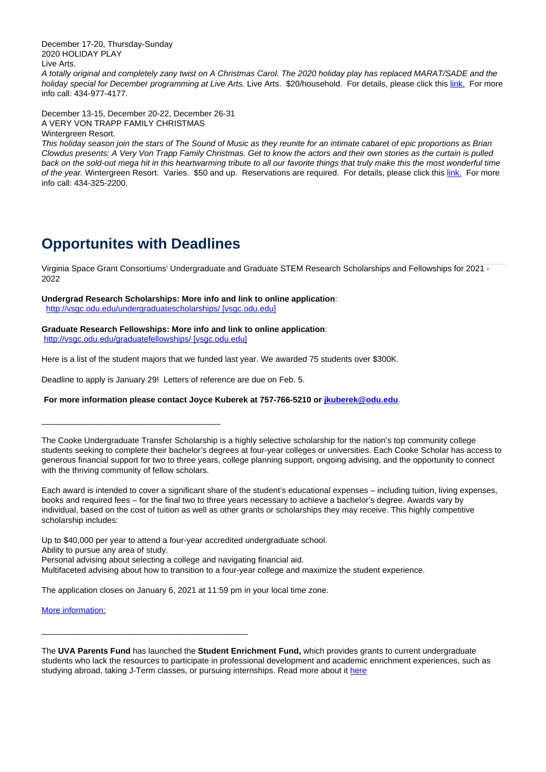December 17-20, Thursday-Sunday
2020 HOLIDAY PLAY
Live Arts.
*A totally original and completely zany twist on A Christmas Carol. The 2020 holiday play has replaced MARAT/SADE and the holiday special for December programming at Live Arts.* Live Arts. $20/household. For details, please click this [link.](#) For more info call: 434-977-4177.

December 13-15, December 20-22, December 26-31
A VERY VON TRAPP FAMILY CHRISTMAS
Wintergreen Resort.
*This holiday season join the stars of The Sound of Music as they reunite for an intimate cabaret of epic proportions as Brian Clowdus presents: A Very Von Trapp Family Christmas. Get to know the actors and their own stories as the curtain is pulled back on the sold-out mega hit in this heartwarming tribute to all our favorite things that truly make this the most wonderful time of the year.* Wintergreen Resort. Varies. $50 and up. Reservations are required. For details, please click this [link.](#) For more info call: 434-325-2200.

## Opportunites with Deadlines

---

Virginia Space Grant Consortiums' Undergraduate and Graduate STEM Research Scholarships and Fellowships for 2021 - 2022

**Undergrad Research Scholarships: More info and link to online application**:
[http://vsgc.odu.edu/undergraduatescholarships/ [vsgc.odu.edu]](http://vsgc.odu.edu/undergraduatescholarships/)

**Graduate Research Fellowships: More info and link to online application**:
[http://vsgc.odu.edu/graduatefellowships/ [vsgc.odu.edu]](http://vsgc.odu.edu/graduatefellowships/)

Here is a list of the student majors that we funded last year. We awarded 75 students over $300K.

Deadline to apply is January 29! Letters of reference are due on Feb. 5.

**For more information please contact Joyce Kuberek at 757-766-5210 or [jkuberek@odu.edu](mailto:jkuberek@odu.edu)**.

---

The Cooke Undergraduate Transfer Scholarship is a highly selective scholarship for the nation's top community college students seeking to complete their bachelor's degrees at four-year colleges or universities. Each Cooke Scholar has access to generous financial support for two to three years, college planning support, ongoing advising, and the opportunity to connect with the thriving community of fellow scholars.

Each award is intended to cover a significant share of the student's educational expenses – including tuition, living expenses, books and required fees – for the final two to three years necessary to achieve a bachelor's degree. Awards vary by individual, based on the cost of tuition as well as other grants or scholarships they may receive. This highly competitive scholarship includes:

Up to $40,000 per year to attend a four-year accredited undergraduate school.
Ability to pursue any area of study.
Personal advising about selecting a college and navigating financial aid.
Multifaceted advising about how to transition to a four-year college and maximize the student experience.

The application closes on January 6, 2021 at 11:59 pm in your local time zone.

[More information:](#)

---

The **UVA Parents Fund** has launched the **Student Enrichment Fund,** which provides grants to current undergraduate students who lack the resources to participate in professional development and academic enrichment experiences, such as studying abroad, taking J-Term classes, or pursuing internships. Read more about it [here](#)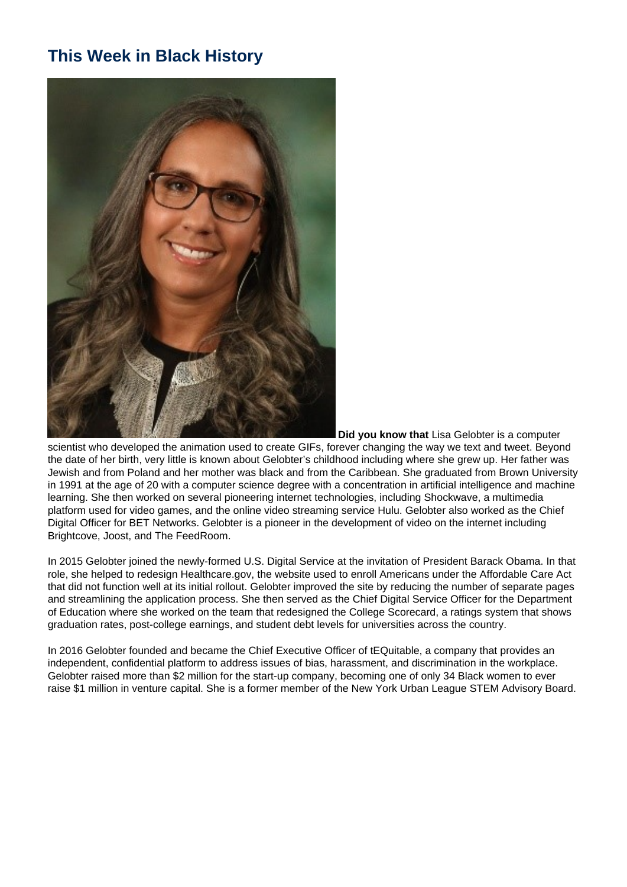## This Week in Black History

**Did you know that** Lisa Gelobter is a computer scientist who developed the animation used to create GIFs, forever changing the way we text and tweet. Beyond the date of her birth, very little is known about Gelobter's childhood including where she grew up. Her father was Jewish and from Poland and her mother was black and from the Caribbean. She graduated from Brown University in 1991 at the age of 20 with a computer science degree with a concentration in artificial intelligence and machine learning. She then worked on several pioneering internet technologies, including Shockwave, a multimedia platform used for video games, and the online video streaming service Hulu. Gelobter also worked as the Chief Digital Officer for BET Networks. Gelobter is a pioneer in the development of video on the internet including Brightcove, Joost, and The FeedRoom.

In 2015 Gelobter joined the newly-formed U.S. Digital Service at the invitation of President Barack Obama. In that role, she helped to redesign Healthcare.gov, the website used to enroll Americans under the Affordable Care Act that did not function well at its initial rollout. Gelobter improved the site by reducing the number of separate pages and streamlining the application process. She then served as the Chief Digital Service Officer for the Department of Education where she worked on the team that redesigned the College Scorecard, a ratings system that shows graduation rates, post-college earnings, and student debt levels for universities across the country.

In 2016 Gelobter founded and became the Chief Executive Officer of tEQuitable, a company that provides an independent, confidential platform to address issues of bias, harassment, and discrimination in the workplace. Gelobter raised more than $2 million for the start-up company, becoming one of only 34 Black women to ever raise $1 million in venture capital. She is a former member of the New York Urban League STEM Advisory Board.